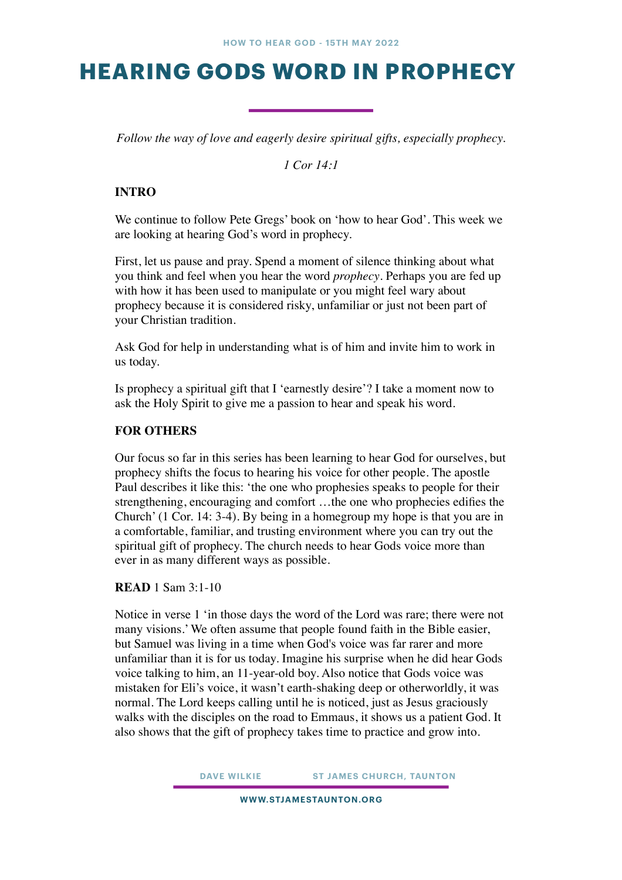# HEARING GODS WORD IN PROPHECY

*Follow the way of love and eagerly desire spiritual gifts, especially prophecy.*

*1 Cor 14:1*

**INTRO**

We continue to follow Pete Gregs' book on 'how to hear God'. This week we are looking at hearing God's word in prophecy.

First, let us pause and pray. Spend a moment of silence thinking about what you think and feel when you hear the word *prophecy*. Perhaps you are fed up with how it has been used to manipulate or you might feel wary about prophecy because it is considered risky, unfamiliar or just not been part of your Christian tradition.

Ask God for help in understanding what is of him and invite him to work in us today.

Is prophecy a spiritual gift that I 'earnestly desire'? I take a moment now to ask the Holy Spirit to give me a passion to hear and speak his word.

**FOR OTHERS**

Our focus so far in this series has been learning to hear God for ourselves, but prophecy shifts the focus to hearing his voice for other people. The apostle Paul describes it like this: 'the one who prophesies speaks to people for their strengthening, encouraging and comfort …the one who prophecies edifies the Church' (1 Cor. 14: 3-4). By being in a homegroup my hope is that you are in a comfortable, familiar, and trusting environment where you can try out the spiritual gift of prophecy. The church needs to hear Gods voice more than ever in as many different ways as possible.

**READ** 1 Sam 3:1-10

Notice in verse 1 'in those days the word of the Lord was rare; there were not many visions.' We often assume that people found faith in the Bible easier, but Samuel was living in a time when God's voice was far rarer and more unfamiliar than it is for us today. Imagine his surprise when he did hear Gods voice talking to him, an 11-year-old boy. Also notice that Gods voice was mistaken for Eli's voice, it wasn't earth-shaking deep or otherworldly, it was normal. The Lord keeps calling until he is noticed, just as Jesus graciously walks with the disciples on the road to Emmaus, it shows us a patient God. It also shows that the gift of prophecy takes time to practice and grow into.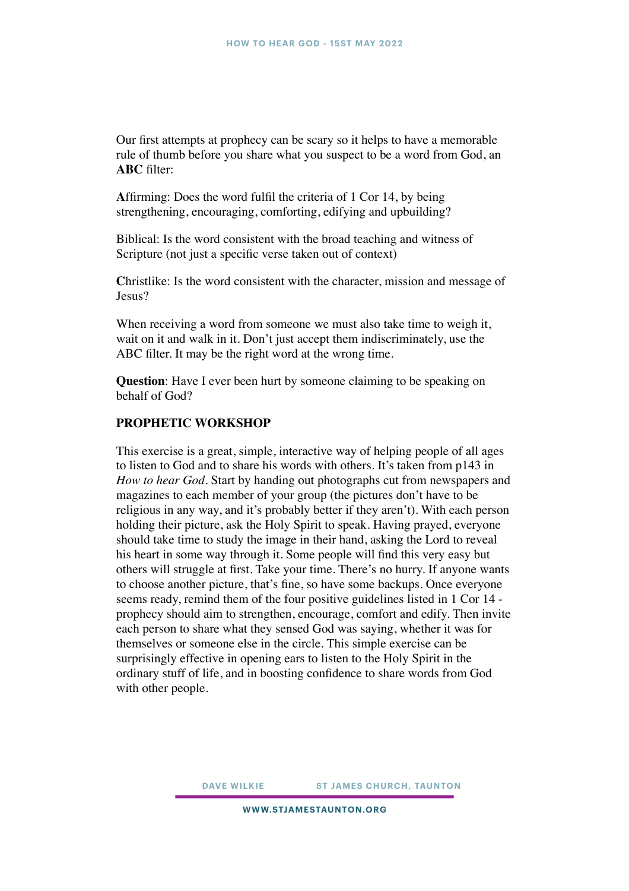Our first attempts at prophecy can be scary so it helps to have a memorable rule of thumb before you share what you suspect to be a word from God, an **ABC** filter:

**A**ffirming: Does the word fulfil the criteria of 1 Cor 14, by being strengthening, encouraging, comforting, edifying and upbuilding?

Biblical: Is the word consistent with the broad teaching and witness of Scripture (not just a specific verse taken out of context)

**C**hristlike: Is the word consistent with the character, mission and message of Jesus?

When receiving a word from someone we must also take time to weigh it, wait on it and walk in it. Don't just accept them indiscriminately, use the ABC filter. It may be the right word at the wrong time.

**Question**: Have I ever been hurt by someone claiming to be speaking on behalf of God?

**PROPHETIC WORKSHOP**

This exercise is a great, simple, interactive way of helping people of all ages to listen to God and to share his words with others. It's taken from p143 in *How to hear God*. Start by handing out photographs cut from newspapers and magazines to each member of your group (the pictures don't have to be religious in any way, and it's probably better if they aren't). With each person holding their picture, ask the Holy Spirit to speak. Having prayed, everyone should take time to study the image in their hand, asking the Lord to reveal his heart in some way through it. Some people will find this very easy but others will struggle at first. Take your time. There's no hurry. If anyone wants to choose another picture, that's fine, so have some backups. Once everyone seems ready, remind them of the four positive guidelines listed in 1 Cor 14 - prophecy should aim to strengthen, encourage, comfort and edify. Then invite each person to share what they sensed God was saying, whether it was for themselves or someone else in the circle. This simple exercise can be surprisingly effective in opening ears to listen to the Holy Spirit in the ordinary stuff of life, and in boosting confidence to share words from God with other people.